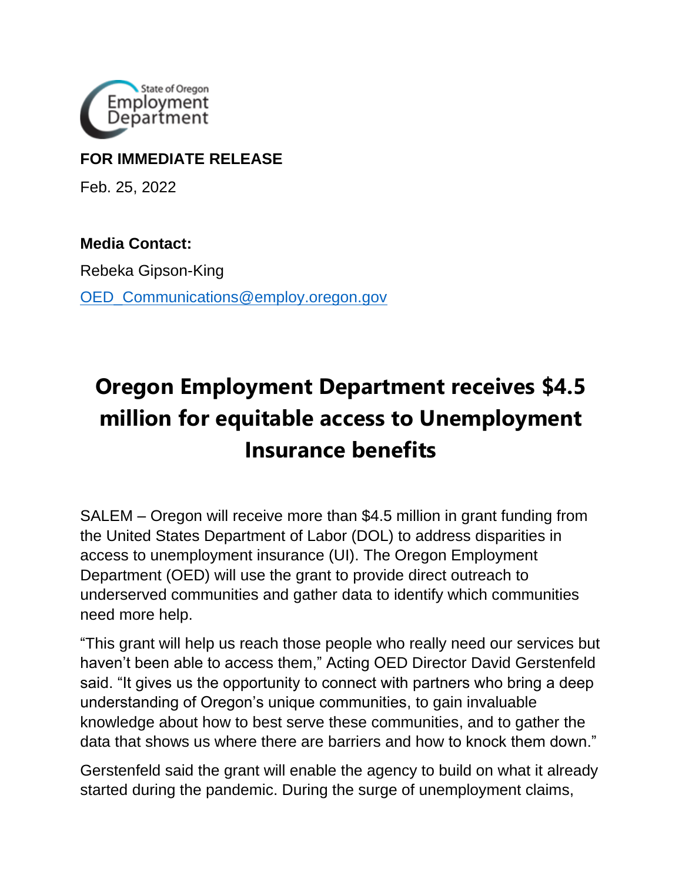State of Oregon Employment Department

**FOR IMMEDIATE RELEASE**

Feb. 25, 2022

**Media Contact:**

Rebeka Gipson-King

OED_Communications@employ.oregon.gov

# Oregon Employment Department receives $4.5 million for equitable access to Unemployment Insurance benefits

SALEM – Oregon will receive more than $4.5 million in grant funding from the United States Department of Labor (DOL) to address disparities in access to unemployment insurance (UI). The Oregon Employment Department (OED) will use the grant to provide direct outreach to underserved communities and gather data to identify which communities need more help.

"This grant will help us reach those people who really need our services but haven't been able to access them," Acting OED Director David Gerstenfeld said. "It gives us the opportunity to connect with partners who bring a deep understanding of Oregon's unique communities, to gain invaluable knowledge about how to best serve these communities, and to gather the data that shows us where there are barriers and how to knock them down."

Gerstenfeld said the grant will enable the agency to build on what it already started during the pandemic. During the surge of unemployment claims,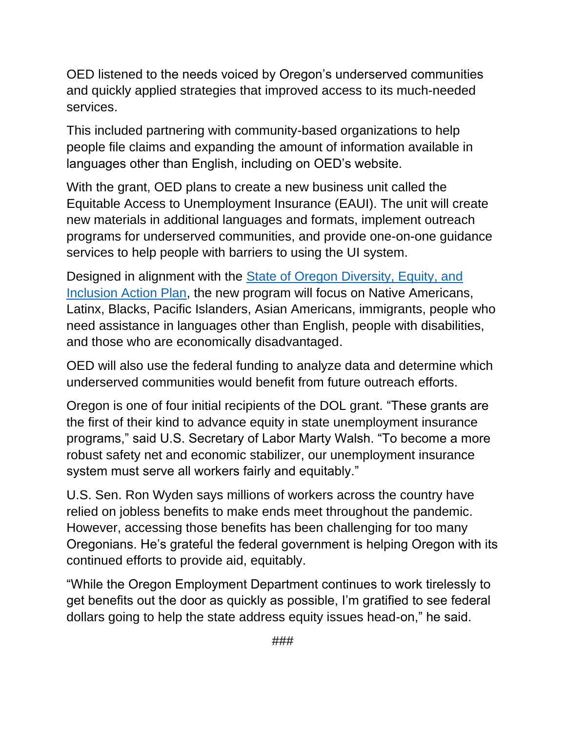OED listened to the needs voiced by Oregon's underserved communities and quickly applied strategies that improved access to its much-needed services.

This included partnering with community-based organizations to help people file claims and expanding the amount of information available in languages other than English, including on OED's website.

With the grant, OED plans to create a new business unit called the Equitable Access to Unemployment Insurance (EAUI). The unit will create new materials in additional languages and formats, implement outreach programs for underserved communities, and provide one-on-one guidance services to help people with barriers to using the UI system.

Designed in alignment with the State of Oregon Diversity, Equity, and Inclusion Action Plan, the new program will focus on Native Americans, Latinx, Blacks, Pacific Islanders, Asian Americans, immigrants, people who need assistance in languages other than English, people with disabilities, and those who are economically disadvantaged.

OED will also use the federal funding to analyze data and determine which underserved communities would benefit from future outreach efforts.

Oregon is one of four initial recipients of the DOL grant. "These grants are the first of their kind to advance equity in state unemployment insurance programs," said U.S. Secretary of Labor Marty Walsh. "To become a more robust safety net and economic stabilizer, our unemployment insurance system must serve all workers fairly and equitably."

U.S. Sen. Ron Wyden says millions of workers across the country have relied on jobless benefits to make ends meet throughout the pandemic. However, accessing those benefits has been challenging for too many Oregonians. He's grateful the federal government is helping Oregon with its continued efforts to provide aid, equitably.

"While the Oregon Employment Department continues to work tirelessly to get benefits out the door as quickly as possible, I'm gratified to see federal dollars going to help the state address equity issues head-on," he said.

###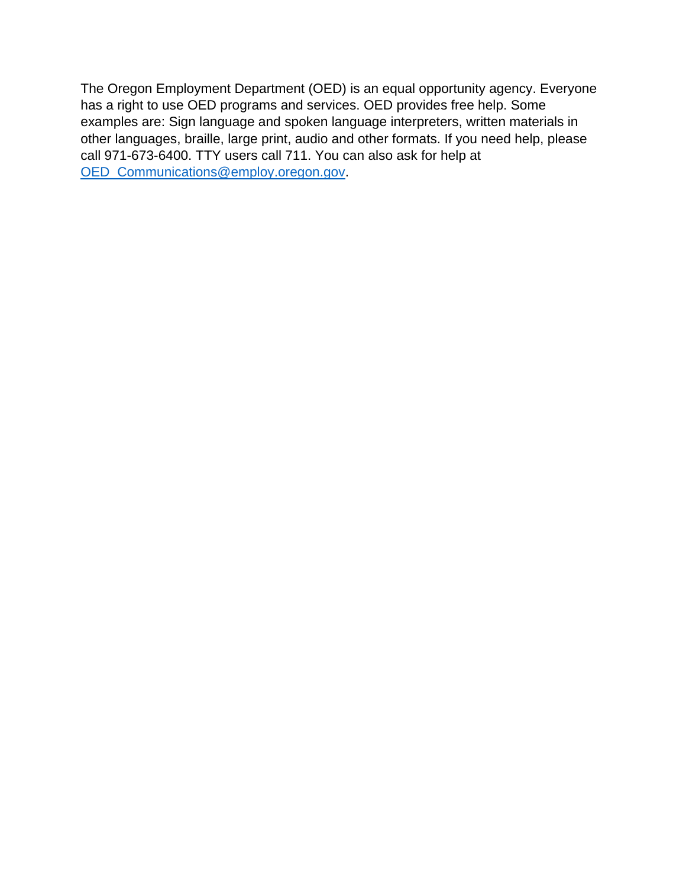The Oregon Employment Department (OED) is an equal opportunity agency. Everyone has a right to use OED programs and services. OED provides free help. Some examples are: Sign language and spoken language interpreters, written materials in other languages, braille, large print, audio and other formats. If you need help, please call 971-673-6400. TTY users call 711. You can also ask for help at OED_Communications@employ.oregon.gov.